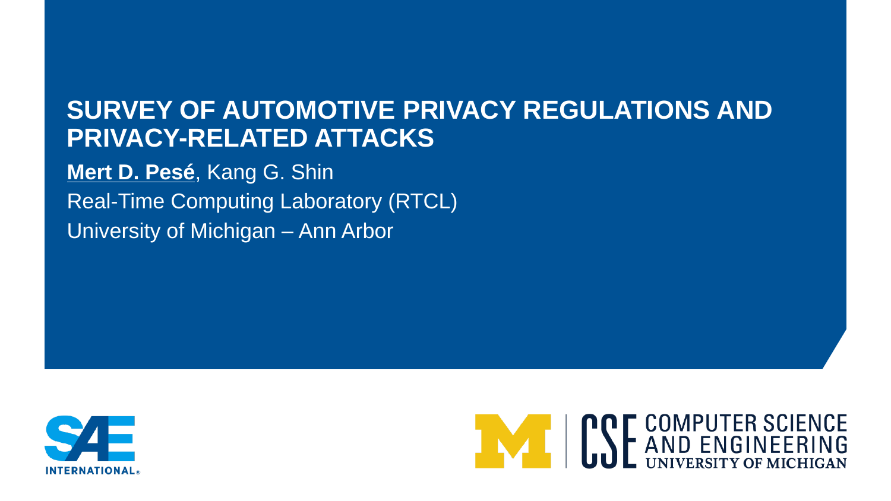# SURVEY OF AUTOMOTIVE PRIVACY REGULATIONS AND PRIVACY-RELATED ATTACKS

**Mert D. Pesé**, Kang G. Shin

Real-Time Computing Laboratory (RTCL)

University of Michigan – Ann Arbor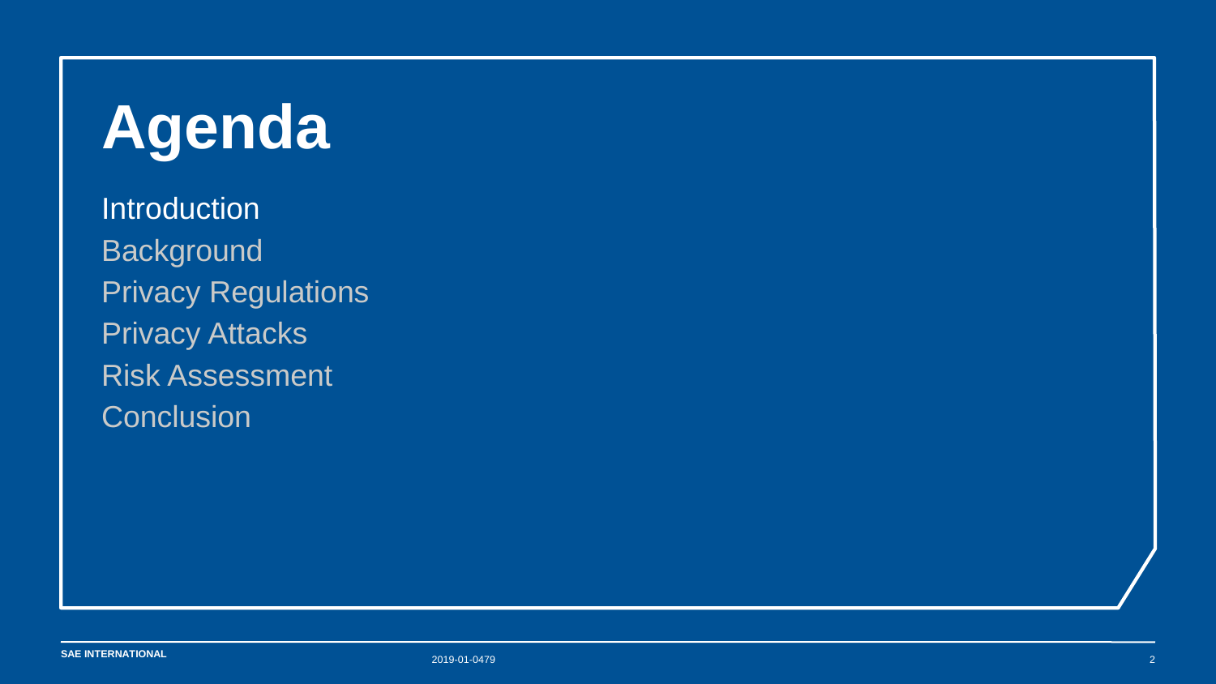# Agenda

Introduction
Background
Privacy Regulations
Privacy Attacks
Risk Assessment
Conclusion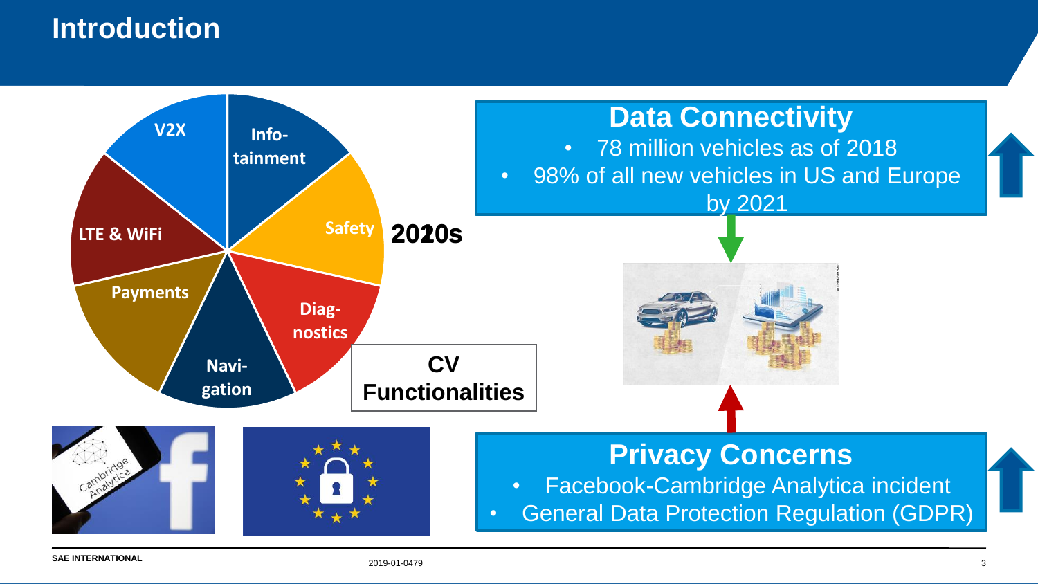# Introduction

V2X

Info-tainment

Safety

Diag-nostics

Navi-gation

Payments

LTE & WiFi

2020s

CV Functionalities

## Data Connectivity

- 78 million vehicles as of 2018
- 98% of all new vehicles in US and Europe by 2021

## Privacy Concerns

- Facebook-Cambridge Analytica incident
- General Data Protection Regulation (GDPR)

SAE INTERNATIONAL

2019-01-0479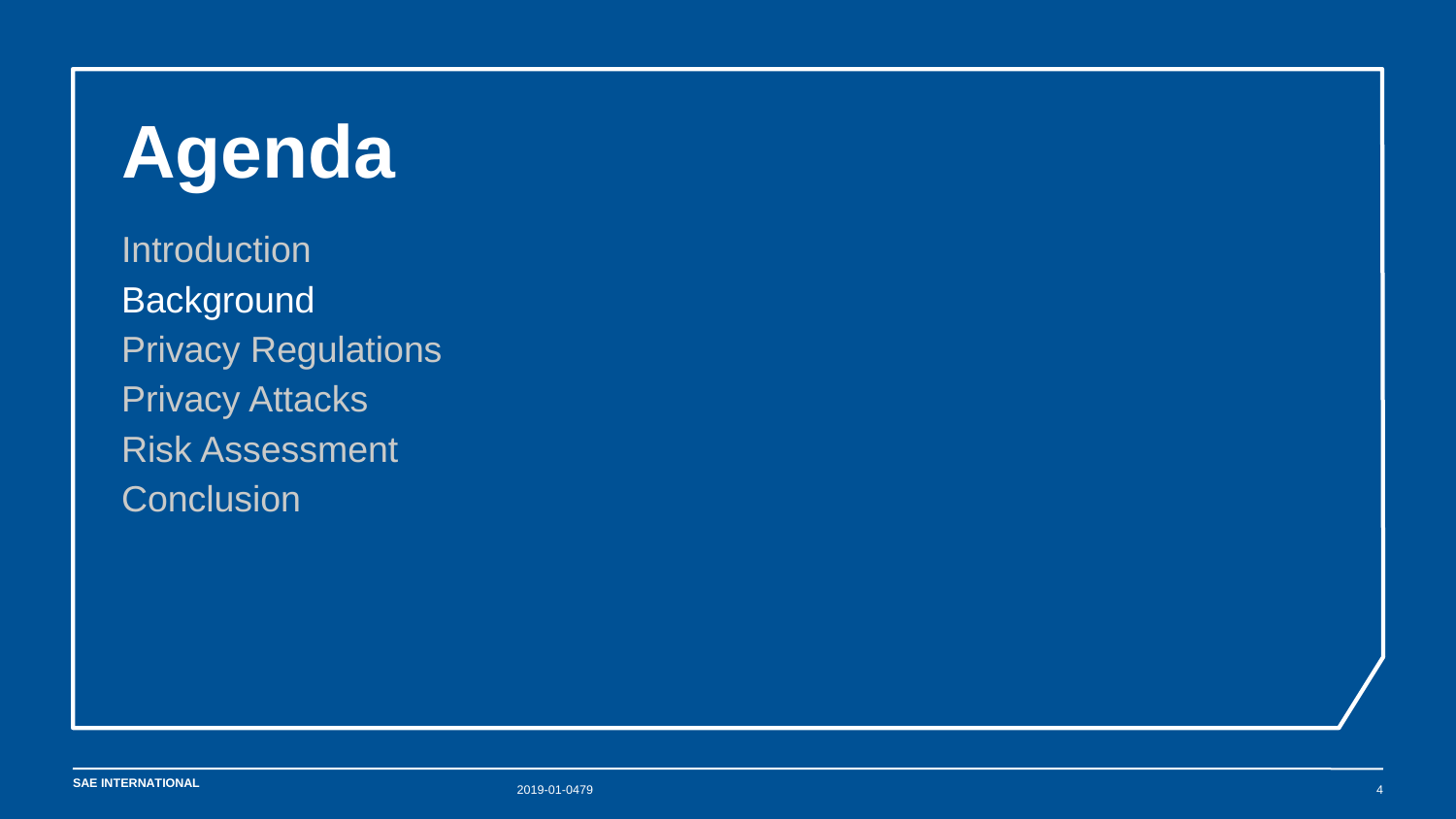# Agenda

Introduction
Background
Privacy Regulations
Privacy Attacks
Risk Assessment
Conclusion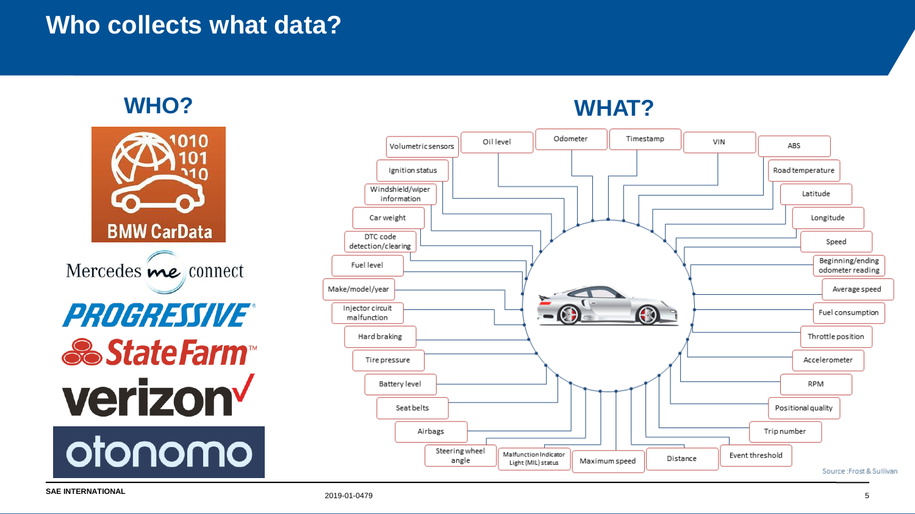# Who collects what data?

## WHO?

BMW CarData

Mercedes me connect

PROGRESSIVE

State Farm

verizon

otonomo

## WHAT?

- Volumetric sensors
- Oil level
- Odometer
- Timestamp
- VIN
- ABS
- Ignition status
- Road temperature
- Windshield/wiper information
- Latitude
- Car weight
- Longitude
- DTC code detection/clearing
- Speed
- Fuel level
- Beginning/ending odometer reading
- Make/model/year
- Average speed
- Injector circuit malfunction
- Fuel consumption
- Hard braking
- Throttle position
- Tire pressure
- Accelerometer
- Battery level
- RPM
- Seat belts
- Positional quality
- Airbags
- Trip number
- Steering wheel angle
- Malfunction Indicator Light (MIL) status
- Maximum speed
- Distance
- Event threshold

Source: Frost & Sullivan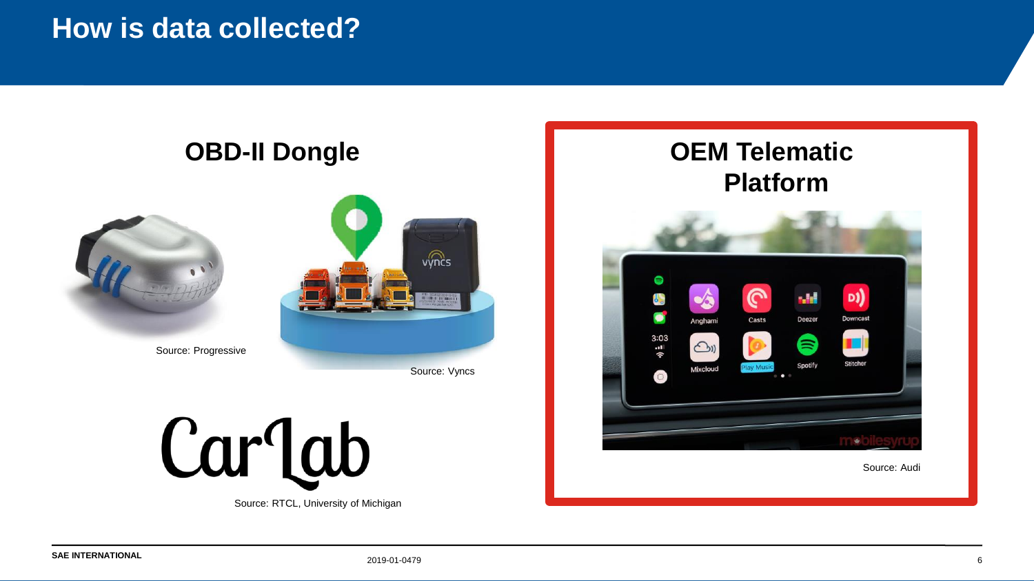# How is data collected?

## OBD-II Dongle

Source: Progressive

Source: Vyncs

CarLab

Source: RTCL, University of Michigan

## OEM Telematic Platform

Source: Audi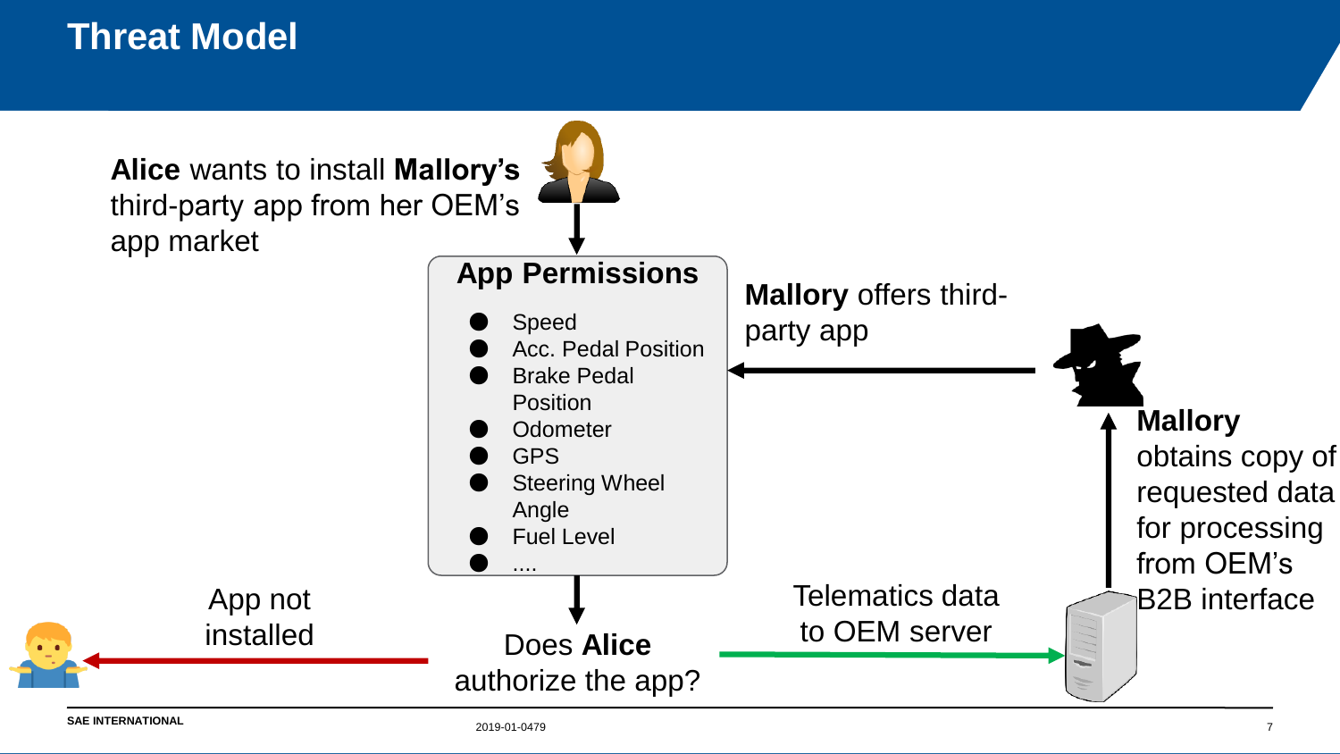# Threat Model

**Alice** wants to install **Mallory's** third-party app from her OEM's app market

**App Permissions**

- Speed
- Acc. Pedal Position
- Brake Pedal Position
- Odometer
- GPS
- Steering Wheel Angle
- Fuel Level
- ....

**Mallory** offers third-party app

**Mallory** obtains copy of requested data for processing from OEM's B2B interface

App not installed

Does **Alice** authorize the app?

Telematics data to OEM server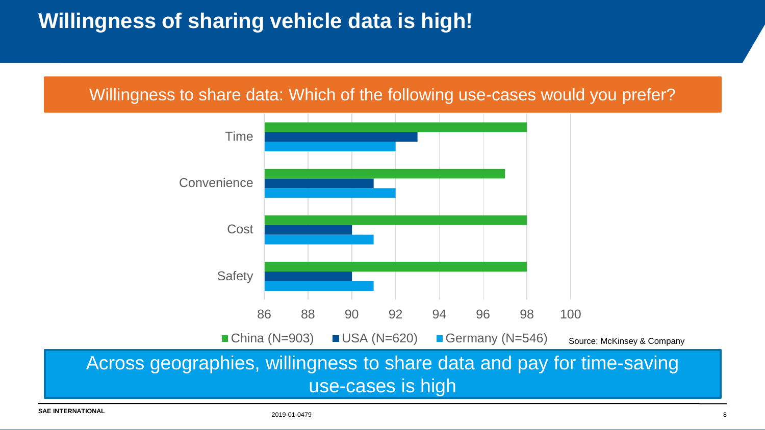# Willingness of sharing vehicle data is high!

## Willingness to share data: Which of the following use-cases would you prefer?

| | China (N=903) | USA (N=620) | Germany (N=546) |
|---|---|---|---|
| Time | 98 | 93 | 92 |
| Convenience | 97 | 91 | 92 |
| Cost | 98 | 90 | 91 |
| Safety | 98 | 90 | 91 |

Source: McKinsey & Company

**Across geographies, willingness to share data and pay for time-saving use-cases is high**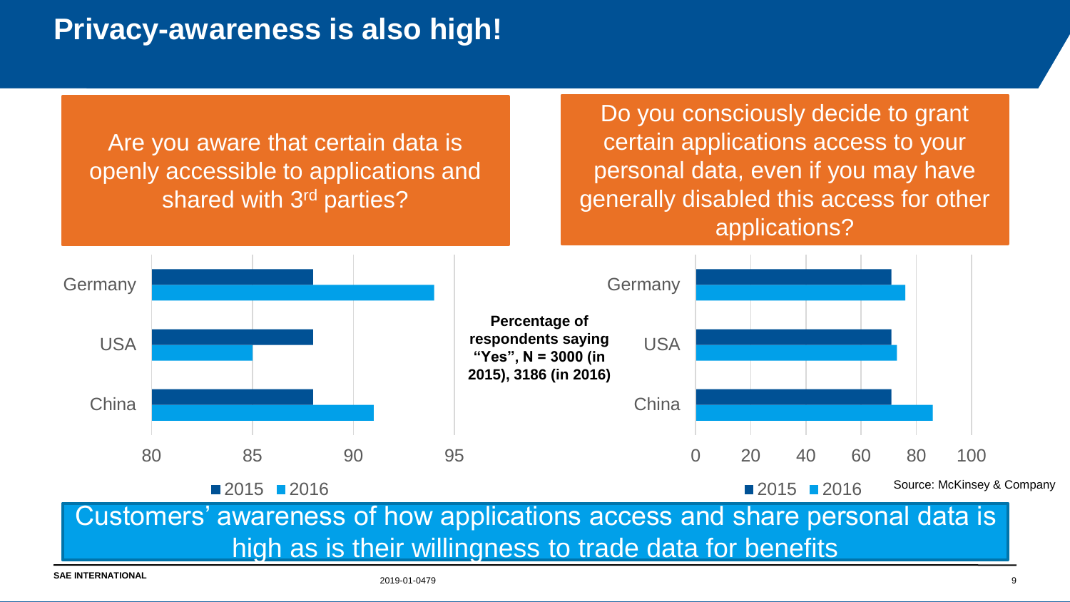# Privacy-awareness is also high!

Are you aware that certain data is openly accessible to applications and shared with 3rd parties?

Germany
USA
China

80 85 90 95

■ 2015 ■ 2016

**Percentage of respondents saying "Yes", N = 3000 (in 2015), 3186 (in 2016)**

Do you consciously decide to grant certain applications access to your personal data, even if you may have generally disabled this access for other applications?

Germany
USA
China

0 20 40 60 80 100

■ 2015 ■ 2016

Source: McKinsey & Company

Customers' awareness of how applications access and share personal data is high as is their willingness to trade data for benefits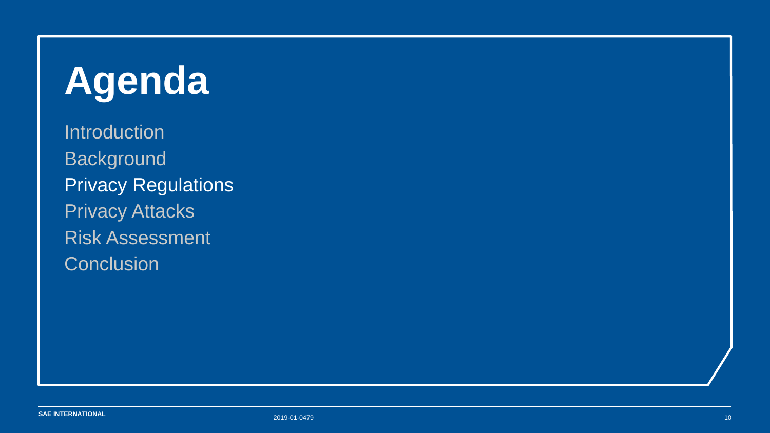# Agenda

Introduction
Background
Privacy Regulations
Privacy Attacks
Risk Assessment
Conclusion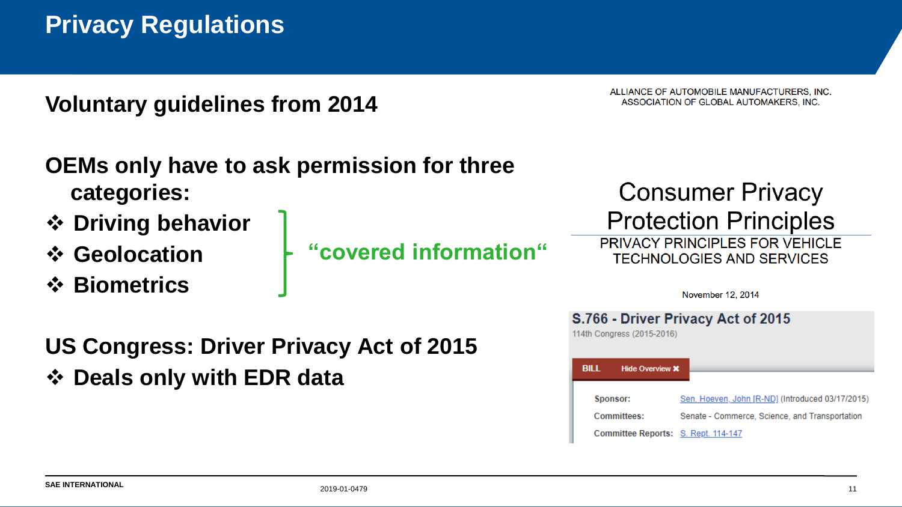# Privacy Regulations

**Voluntary guidelines from 2014**

ALLIANCE OF AUTOMOBILE MANUFACTURERS, INC.
ASSOCIATION OF GLOBAL AUTOMAKERS, INC.

**OEMs only have to ask permission for three categories:**

- **Driving behavior**
- **Geolocation**
- **Biometrics**

} **"covered information"**

Consumer Privacy Protection Principles

PRIVACY PRINCIPLES FOR VEHICLE TECHNOLOGIES AND SERVICES

November 12, 2014

**US Congress: Driver Privacy Act of 2015**

- **Deals only with EDR data**

**S.766 - Driver Privacy Act of 2015**

114th Congress (2015-2016)

BILL | Hide Overview ✖

| | |
|---|---|
| **Sponsor:** | Sen. Hoeven, John [R-ND] (Introduced 03/17/2015) |
| **Committees:** | Senate - Commerce, Science, and Transportation |
| **Committee Reports:** | S. Rept. 114-147 |

SAE INTERNATIONAL 2019-01-0479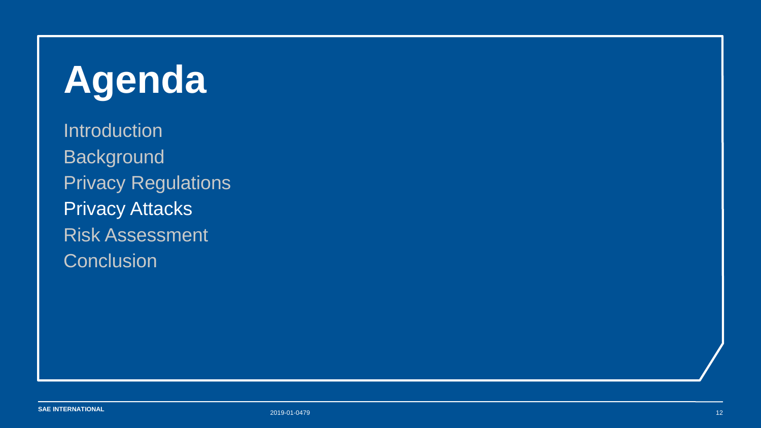# Agenda

- Introduction
- Background
- Privacy Regulations
- Privacy Attacks
- Risk Assessment
- Conclusion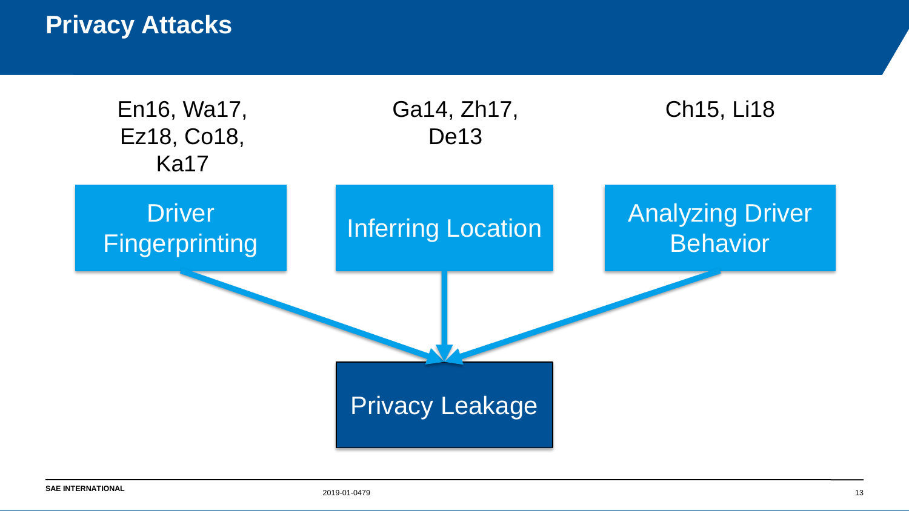# Privacy Attacks

En16, Wa17, Ez18, Co18, Ka17

Driver Fingerprinting

Ga14, Zh17, De13

Inferring Location

Ch15, Li18

Analyzing Driver Behavior

Privacy Leakage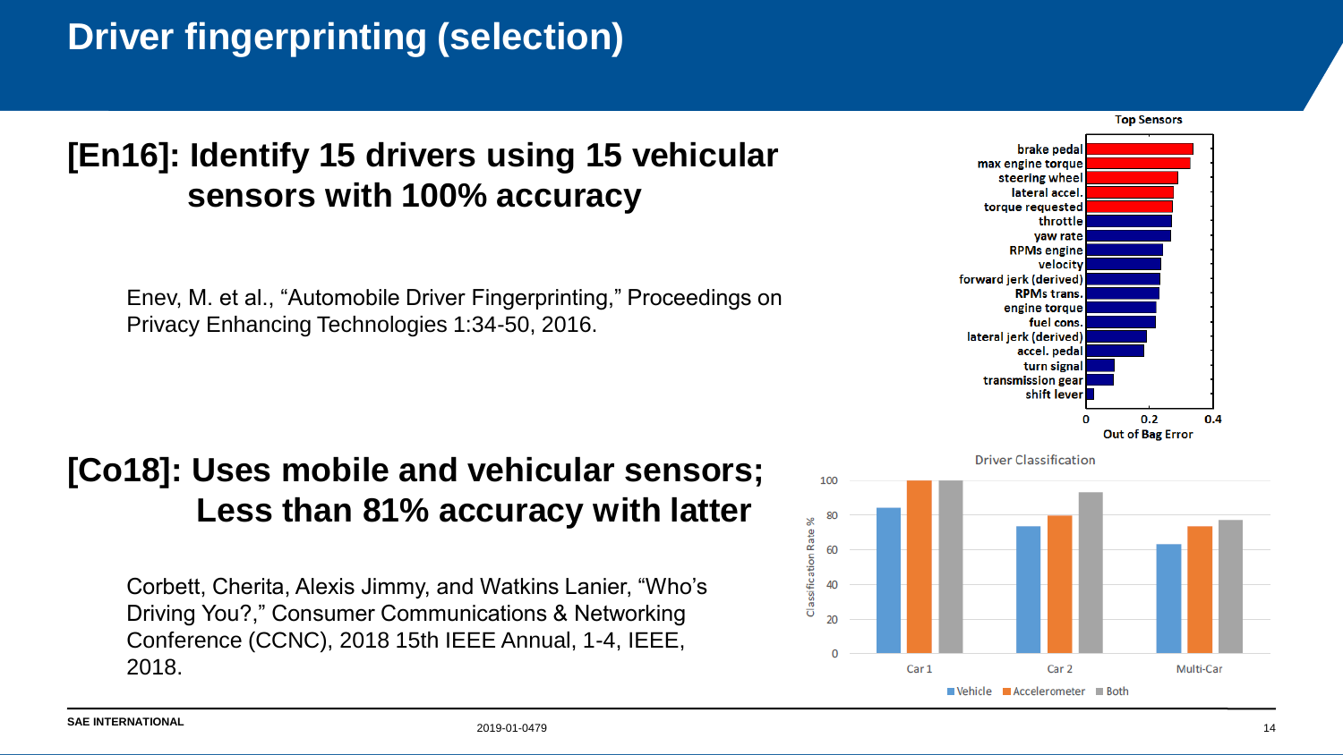# Driver fingerprinting (selection)

## [En16]: Identify 15 drivers using 15 vehicular sensors with 100% accuracy

Enev, M. et al., "Automobile Driver Fingerprinting," Proceedings on Privacy Enhancing Technologies 1:34-50, 2016.

**Top Sensors**

brake pedal
max engine torque
steering wheel
lateral accel.
torque requested
throttle
yaw rate
RPMs engine
velocity
forward jerk (derived)
RPMs trans.
engine torque
fuel cons.
lateral jerk (derived)
accel. pedal
turn signal
transmission gear
shift lever

0 0.2 0.4

Out of Bag Error

## [Co18]: Uses mobile and vehicular sensors; Less than 81% accuracy with latter

Corbett, Cherita, Alexis Jimmy, and Watkins Lanier, "Who's Driving You?," Consumer Communications & Networking Conference (CCNC), 2018 15th IEEE Annual, 1-4, IEEE, 2018.

**Driver Classification**

Classification Rate %

Car 1 | Car 2 | Multi-Car

Vehicle | Accelerometer | Both

SAE INTERNATIONAL 2019-01-0479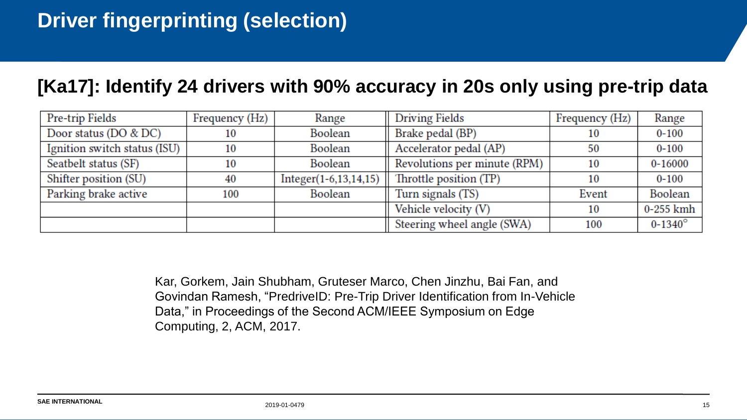# Driver fingerprinting (selection)

## [Ka17]: Identify 24 drivers with 90% accuracy in 20s only using pre-trip data

| Pre-trip Fields | Frequency (Hz) | Range | Driving Fields | Frequency (Hz) | Range |
|---|---|---|---|---|---|
| Door status (DO & DC) | 10 | Boolean | Brake pedal (BP) | 10 | 0-100 |
| Ignition switch status (ISU) | 10 | Boolean | Accelerator pedal (AP) | 50 | 0-100 |
| Seatbelt status (SF) | 10 | Boolean | Revolutions per minute (RPM) | 10 | 0-16000 |
| Shifter position (SU) | 40 | Integer(1-6,13,14,15) | Throttle position (TP) | 10 | 0-100 |
| Parking brake active | 100 | Boolean | Turn signals (TS) | Event | Boolean |
| | | | Vehicle velocity (V) | 10 | 0-255 kmh |
| | | | Steering wheel angle (SWA) | 100 | 0-1340° |

Kar, Gorkem, Jain Shubham, Gruteser Marco, Chen Jinzhu, Bai Fan, and Govindan Ramesh, “PredriveID: Pre-Trip Driver Identification from In-Vehicle Data,” in Proceedings of the Second ACM/IEEE Symposium on Edge Computing, 2, ACM, 2017.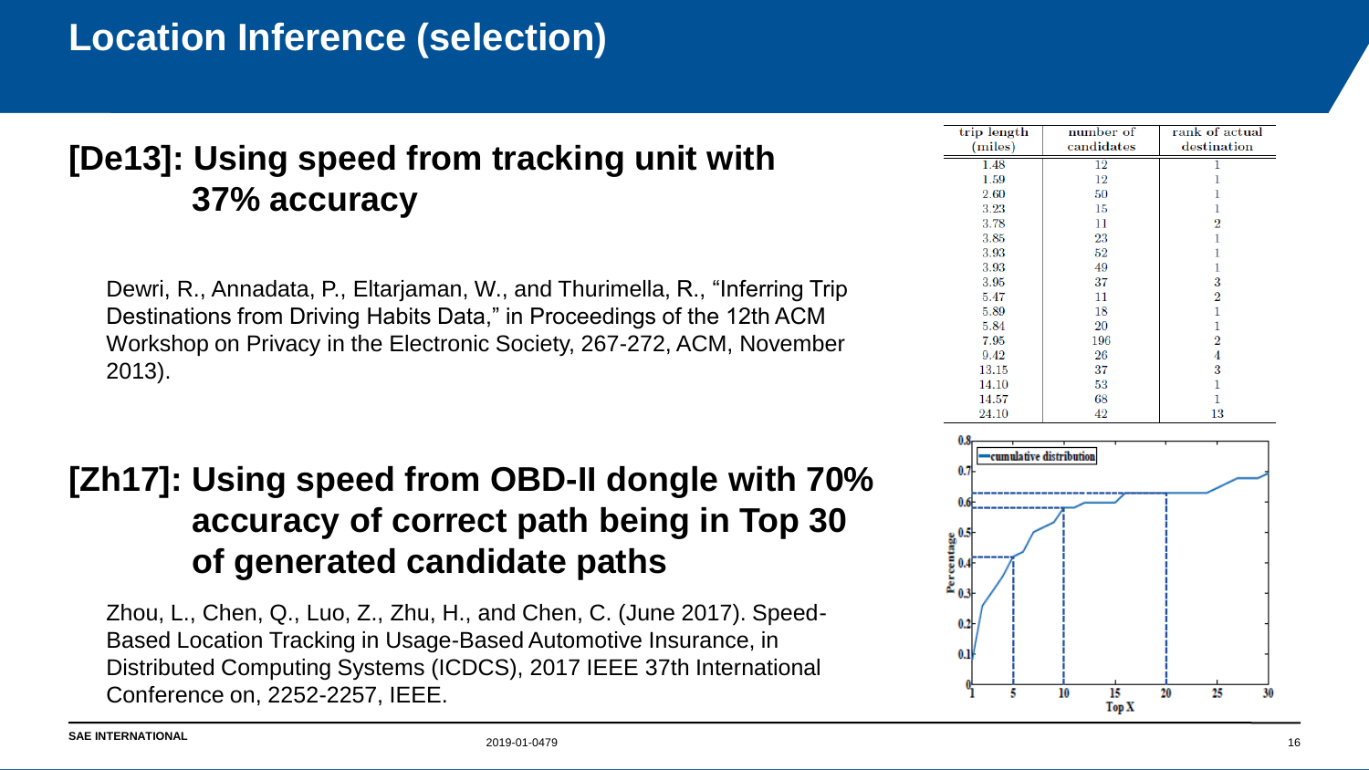# Location Inference (selection)

## [De13]: Using speed from tracking unit with 37% accuracy

Dewri, R., Annadata, P., Eltarjaman, W., and Thurimella, R., “Inferring Trip Destinations from Driving Habits Data,” in Proceedings of the 12th ACM Workshop on Privacy in the Electronic Society, 267-272, ACM, November 2013).

| trip length (miles) | number of candidates | rank of actual destination |
|---|---|---|
| 1.48 | 12 | 1 |
| 1.59 | 12 | 1 |
| 2.60 | 50 | 1 |
| 3.23 | 15 | 1 |
| 3.78 | 11 | 2 |
| 3.85 | 23 | 1 |
| 3.93 | 52 | 1 |
| 3.93 | 49 | 1 |
| 3.95 | 37 | 3 |
| 5.47 | 11 | 2 |
| 5.89 | 18 | 1 |
| 5.84 | 20 | 1 |
| 7.95 | 196 | 2 |
| 9.42 | 26 | 4 |
| 13.15 | 37 | 3 |
| 14.10 | 53 | 1 |
| 14.57 | 68 | 1 |
| 24.10 | 42 | 13 |

## [Zh17]: Using speed from OBD-II dongle with 70% accuracy of correct path being in Top 30 of generated candidate paths

Zhou, L., Chen, Q., Luo, Z., Zhu, H., and Chen, C. (June 2017). Speed-Based Location Tracking in Usage-Based Automotive Insurance, in Distributed Computing Systems (ICDCS), 2017 IEEE 37th International Conference on, 2252-2257, IEEE.

2019-01-0479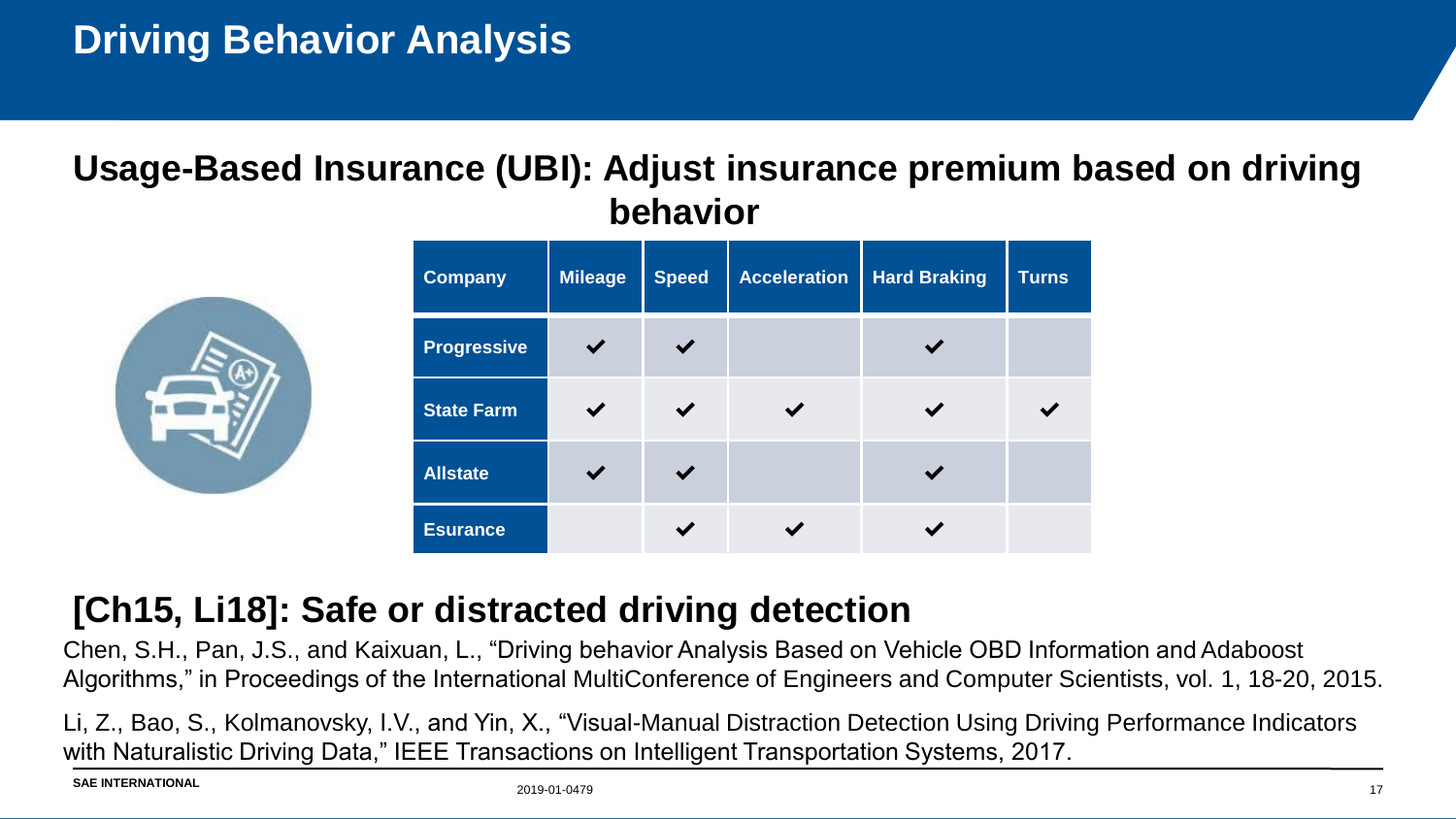# Driving Behavior Analysis

## Usage-Based Insurance (UBI): Adjust insurance premium based on driving behavior

| Company | Mileage | Speed | Acceleration | Hard Braking | Turns |
|---|---|---|---|---|---|
| Progressive | ✔ | ✔ | | ✔ | |
| State Farm | ✔ | ✔ | ✔ | ✔ | ✔ |
| Allstate | ✔ | ✔ | | ✔ | |
| Esurance | | ✔ | ✔ | ✔ | |

## [Ch15, Li18]: Safe or distracted driving detection

Chen, S.H., Pan, J.S., and Kaixuan, L., "Driving behavior Analysis Based on Vehicle OBD Information and Adaboost Algorithms," in Proceedings of the International MultiConference of Engineers and Computer Scientists, vol. 1, 18-20, 2015.

Li, Z., Bao, S., Kolmanovsky, I.V., and Yin, X., "Visual-Manual Distraction Detection Using Driving Performance Indicators with Naturalistic Driving Data," IEEE Transactions on Intelligent Transportation Systems, 2017.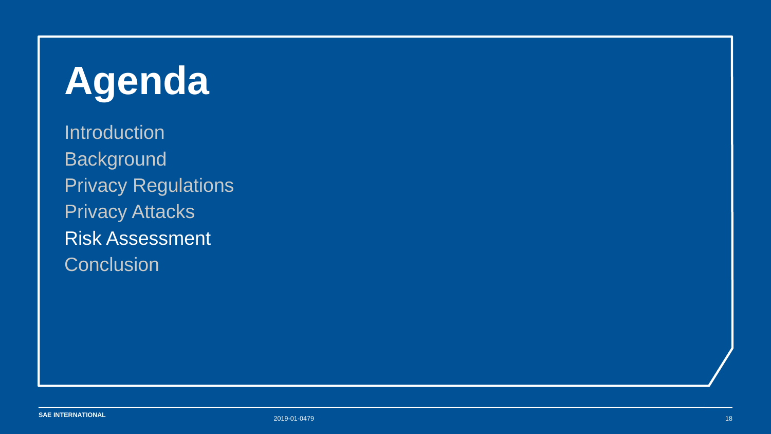# Agenda

- Introduction
- Background
- Privacy Regulations
- Privacy Attacks
- Risk Assessment
- Conclusion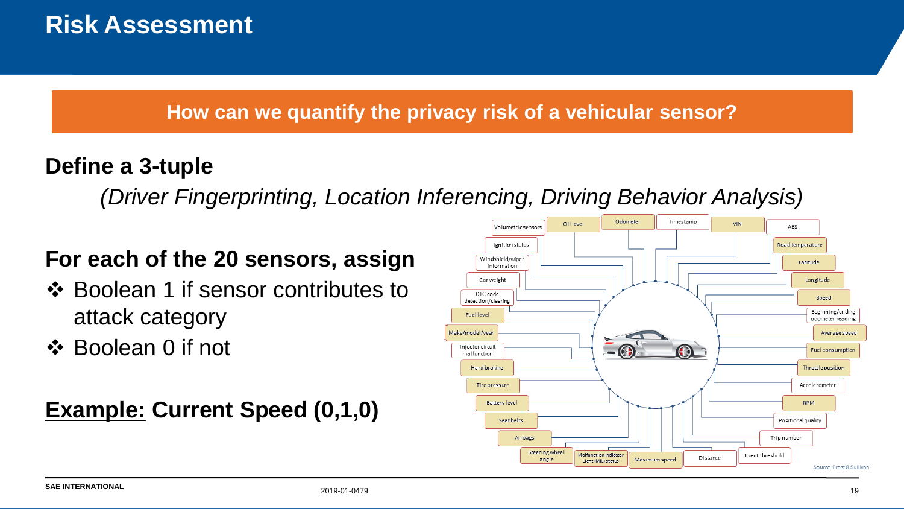# Risk Assessment

**How can we quantify the privacy risk of a vehicular sensor?**

## Define a 3-tuple

*(Driver Fingerprinting, Location Inferencing, Driving Behavior Analysis)*

## For each of the 20 sensors, assign

- ❖ Boolean 1 if sensor contributes to attack category
- ❖ Boolean 0 if not

**<u>Example:</u> Current Speed (0,1,0)**

Source: Frost & Sullivan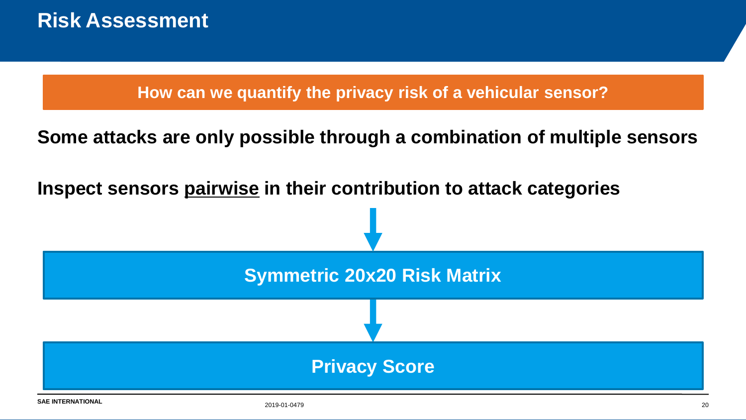# Risk Assessment

**How can we quantify the privacy risk of a vehicular sensor?**

**Some attacks are only possible through a combination of multiple sensors**

**Inspect sensors <u>pairwise</u> in their contribution to attack categories**

↓

**Symmetric 20x20 Risk Matrix**

↓

**Privacy Score**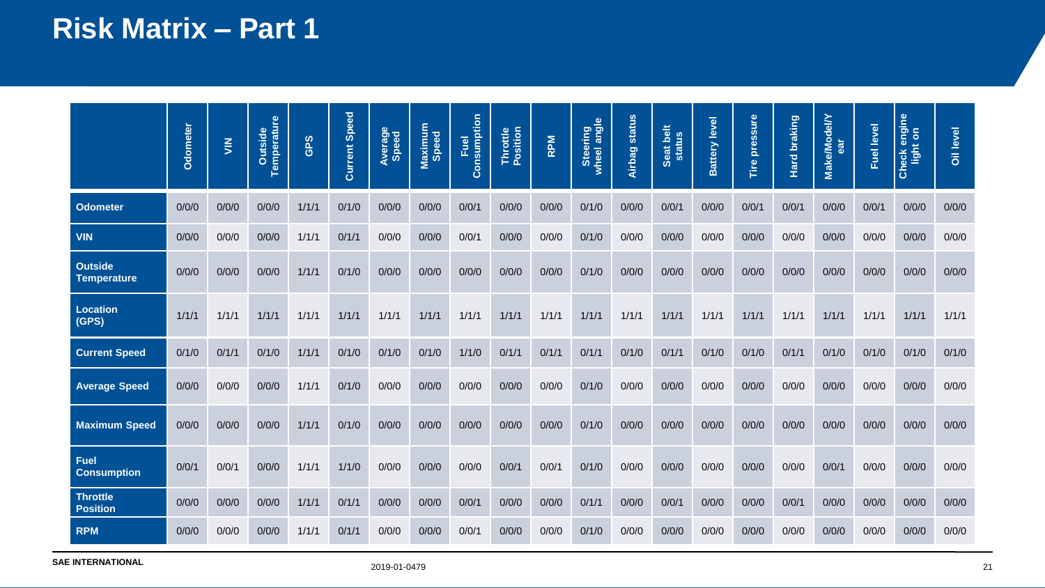# Risk Matrix – Part 1

| | Odometer | VIN | Outside Temperature | GPS | Current Speed | Average Speed | Maximum Speed | Fuel Consumption | Throttle Position | RPM | Steering wheel angle | Airbag status | Seat belt status | Battery level | Tire pressure | Hard braking | Make/Model/Year | Fuel level | Check engine light on | Oil level |
|---|---|---|---|---|---|---|---|---|---|---|---|---|---|---|---|---|---|---|---|---|
| **Odometer** | 0/0/0 | 0/0/0 | 0/0/0 | 1/1/1 | 0/1/0 | 0/0/0 | 0/0/0 | 0/0/1 | 0/0/0 | 0/0/0 | 0/1/0 | 0/0/0 | 0/0/1 | 0/0/0 | 0/0/1 | 0/0/1 | 0/0/0 | 0/0/1 | 0/0/0 | 0/0/0 |
| **VIN** | 0/0/0 | 0/0/0 | 0/0/0 | 1/1/1 | 0/1/1 | 0/0/0 | 0/0/0 | 0/0/1 | 0/0/0 | 0/0/0 | 0/1/0 | 0/0/0 | 0/0/0 | 0/0/0 | 0/0/0 | 0/0/0 | 0/0/0 | 0/0/0 | 0/0/0 | 0/0/0 |
| **Outside Temperature** | 0/0/0 | 0/0/0 | 0/0/0 | 1/1/1 | 0/1/0 | 0/0/0 | 0/0/0 | 0/0/0 | 0/0/0 | 0/0/0 | 0/1/0 | 0/0/0 | 0/0/0 | 0/0/0 | 0/0/0 | 0/0/0 | 0/0/0 | 0/0/0 | 0/0/0 | 0/0/0 |
| **Location (GPS)** | 1/1/1 | 1/1/1 | 1/1/1 | 1/1/1 | 1/1/1 | 1/1/1 | 1/1/1 | 1/1/1 | 1/1/1 | 1/1/1 | 1/1/1 | 1/1/1 | 1/1/1 | 1/1/1 | 1/1/1 | 1/1/1 | 1/1/1 | 1/1/1 | 1/1/1 | 1/1/1 |
| **Current Speed** | 0/1/0 | 0/1/1 | 0/1/0 | 1/1/1 | 0/1/0 | 0/1/0 | 0/1/0 | 1/1/0 | 0/1/1 | 0/1/1 | 0/1/1 | 0/1/0 | 0/1/1 | 0/1/0 | 0/1/0 | 0/1/1 | 0/1/0 | 0/1/0 | 0/1/0 | 0/1/0 |
| **Average Speed** | 0/0/0 | 0/0/0 | 0/0/0 | 1/1/1 | 0/1/0 | 0/0/0 | 0/0/0 | 0/0/0 | 0/0/0 | 0/0/0 | 0/1/0 | 0/0/0 | 0/0/0 | 0/0/0 | 0/0/0 | 0/0/0 | 0/0/0 | 0/0/0 | 0/0/0 | 0/0/0 |
| **Maximum Speed** | 0/0/0 | 0/0/0 | 0/0/0 | 1/1/1 | 0/1/0 | 0/0/0 | 0/0/0 | 0/0/0 | 0/0/0 | 0/0/0 | 0/1/0 | 0/0/0 | 0/0/0 | 0/0/0 | 0/0/0 | 0/0/0 | 0/0/0 | 0/0/0 | 0/0/0 | 0/0/0 |
| **Fuel Consumption** | 0/0/1 | 0/0/1 | 0/0/0 | 1/1/1 | 1/1/0 | 0/0/0 | 0/0/0 | 0/0/0 | 0/0/1 | 0/0/1 | 0/1/0 | 0/0/0 | 0/0/0 | 0/0/0 | 0/0/0 | 0/0/0 | 0/0/1 | 0/0/0 | 0/0/0 | 0/0/0 |
| **Throttle Position** | 0/0/0 | 0/0/0 | 0/0/0 | 1/1/1 | 0/1/1 | 0/0/0 | 0/0/0 | 0/0/1 | 0/0/0 | 0/0/0 | 0/1/1 | 0/0/0 | 0/0/1 | 0/0/0 | 0/0/0 | 0/0/1 | 0/0/0 | 0/0/0 | 0/0/0 | 0/0/0 |
| **RPM** | 0/0/0 | 0/0/0 | 0/0/0 | 1/1/1 | 0/1/1 | 0/0/0 | 0/0/0 | 0/0/1 | 0/0/0 | 0/0/0 | 0/1/0 | 0/0/0 | 0/0/0 | 0/0/0 | 0/0/0 | 0/0/0 | 0/0/0 | 0/0/0 | 0/0/0 | 0/0/0 |

SAE INTERNATIONAL

2019-01-0479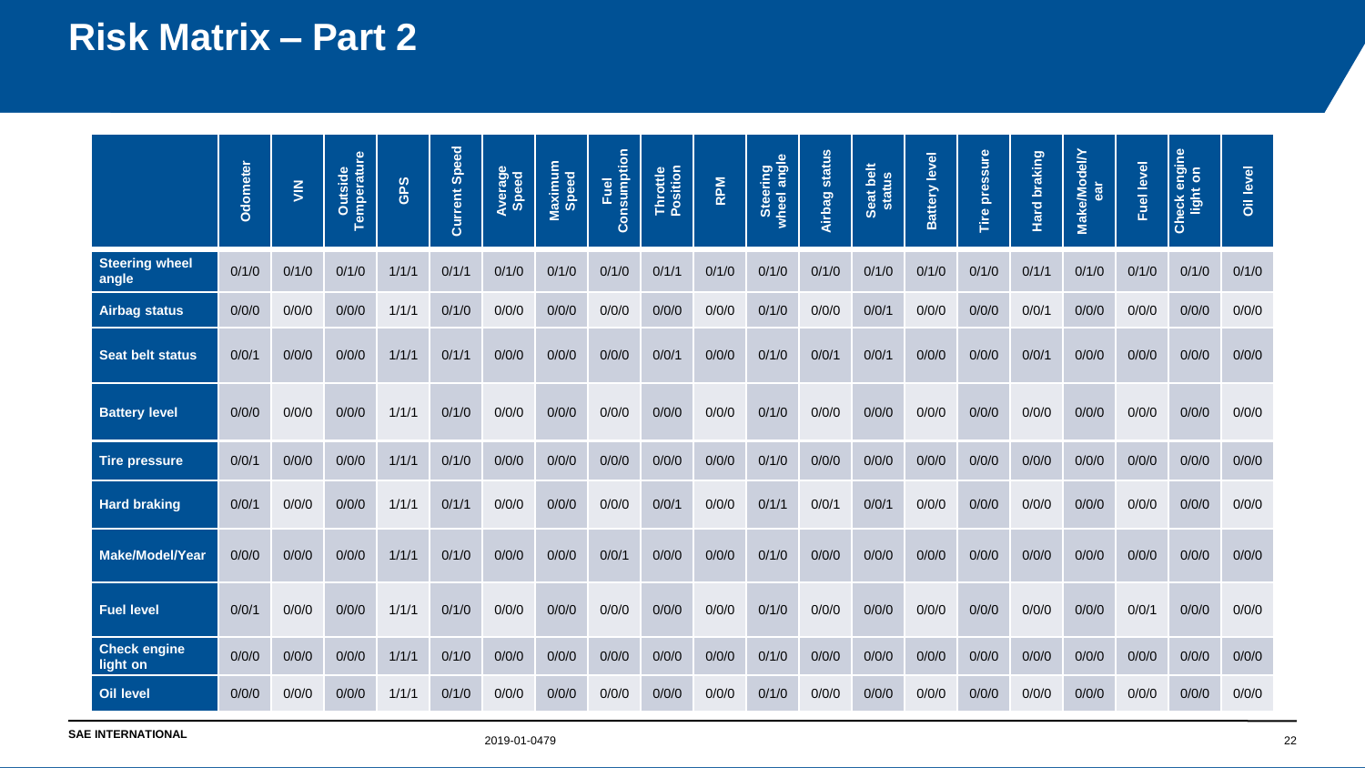# Risk Matrix – Part 2

| | Odometer | VIN | Outside Temperature | GPS | Current Speed | Average Speed | Maximum Speed | Fuel Consumption | Throttle Position | RPM | Steering wheel angle | Airbag status | Seat belt status | Battery level | Tire pressure | Hard braking | Make/Model/Year | Fuel level | Check engine light on | Oil level |
|---|---|---|---|---|---|---|---|---|---|---|---|---|---|---|---|---|---|---|---|---|
| **Steering wheel angle** | 0/1/0 | 0/1/0 | 0/1/0 | 1/1/1 | 0/1/1 | 0/1/0 | 0/1/0 | 0/1/0 | 0/1/1 | 0/1/0 | 0/1/0 | 0/1/0 | 0/1/0 | 0/1/0 | 0/1/0 | 0/1/1 | 0/1/0 | 0/1/0 | 0/1/0 | 0/1/0 |
| **Airbag status** | 0/0/0 | 0/0/0 | 0/0/0 | 1/1/1 | 0/1/0 | 0/0/0 | 0/0/0 | 0/0/0 | 0/0/0 | 0/0/0 | 0/1/0 | 0/0/0 | 0/0/1 | 0/0/0 | 0/0/0 | 0/0/1 | 0/0/0 | 0/0/0 | 0/0/0 | 0/0/0 |
| **Seat belt status** | 0/0/1 | 0/0/0 | 0/0/0 | 1/1/1 | 0/1/1 | 0/0/0 | 0/0/0 | 0/0/0 | 0/0/1 | 0/0/0 | 0/1/0 | 0/0/1 | 0/0/1 | 0/0/0 | 0/0/0 | 0/0/1 | 0/0/0 | 0/0/0 | 0/0/0 | 0/0/0 |
| **Battery level** | 0/0/0 | 0/0/0 | 0/0/0 | 1/1/1 | 0/1/0 | 0/0/0 | 0/0/0 | 0/0/0 | 0/0/0 | 0/0/0 | 0/1/0 | 0/0/0 | 0/0/0 | 0/0/0 | 0/0/0 | 0/0/0 | 0/0/0 | 0/0/0 | 0/0/0 | 0/0/0 |
| **Tire pressure** | 0/0/1 | 0/0/0 | 0/0/0 | 1/1/1 | 0/1/0 | 0/0/0 | 0/0/0 | 0/0/0 | 0/0/0 | 0/0/0 | 0/1/0 | 0/0/0 | 0/0/0 | 0/0/0 | 0/0/0 | 0/0/0 | 0/0/0 | 0/0/0 | 0/0/0 | 0/0/0 |
| **Hard braking** | 0/0/1 | 0/0/0 | 0/0/0 | 1/1/1 | 0/1/1 | 0/0/0 | 0/0/0 | 0/0/0 | 0/0/1 | 0/0/0 | 0/1/1 | 0/0/1 | 0/0/1 | 0/0/0 | 0/0/0 | 0/0/0 | 0/0/0 | 0/0/0 | 0/0/0 | 0/0/0 |
| **Make/Model/Year** | 0/0/0 | 0/0/0 | 0/0/0 | 1/1/1 | 0/1/0 | 0/0/0 | 0/0/0 | 0/0/1 | 0/0/0 | 0/0/0 | 0/1/0 | 0/0/0 | 0/0/0 | 0/0/0 | 0/0/0 | 0/0/0 | 0/0/0 | 0/0/0 | 0/0/0 | 0/0/0 |
| **Fuel level** | 0/0/1 | 0/0/0 | 0/0/0 | 1/1/1 | 0/1/0 | 0/0/0 | 0/0/0 | 0/0/0 | 0/0/0 | 0/0/0 | 0/1/0 | 0/0/0 | 0/0/0 | 0/0/0 | 0/0/0 | 0/0/0 | 0/0/0 | 0/0/1 | 0/0/0 | 0/0/0 |
| **Check engine light on** | 0/0/0 | 0/0/0 | 0/0/0 | 1/1/1 | 0/1/0 | 0/0/0 | 0/0/0 | 0/0/0 | 0/0/0 | 0/0/0 | 0/1/0 | 0/0/0 | 0/0/0 | 0/0/0 | 0/0/0 | 0/0/0 | 0/0/0 | 0/0/0 | 0/0/0 | 0/0/0 |
| **Oil level** | 0/0/0 | 0/0/0 | 0/0/0 | 1/1/1 | 0/1/0 | 0/0/0 | 0/0/0 | 0/0/0 | 0/0/0 | 0/0/0 | 0/1/0 | 0/0/0 | 0/0/0 | 0/0/0 | 0/0/0 | 0/0/0 | 0/0/0 | 0/0/0 | 0/0/0 | 0/0/0 |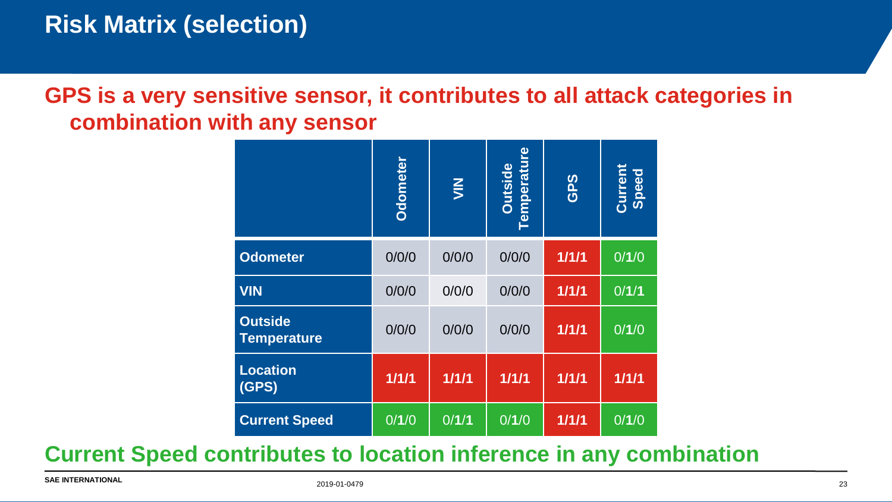# Risk Matrix (selection)

**GPS is a very sensitive sensor, it contributes to all attack categories in combination with any sensor**

| | Odometer | VIN | Outside Temperature | GPS | Current Speed |
|---|---|---|---|---|---|
| **Odometer** | 0/0/0 | 0/0/0 | 0/0/0 | **1/1/1** | 0/**1**/0 |
| **VIN** | 0/0/0 | 0/0/0 | 0/0/0 | **1/1/1** | 0/**1/1** |
| **Outside Temperature** | 0/0/0 | 0/0/0 | 0/0/0 | **1/1/1** | 0/**1**/0 |
| **Location (GPS)** | **1/1/1** | **1/1/1** | **1/1/1** | **1/1/1** | **1/1/1** |
| **Current Speed** | 0/**1**/0 | 0/**1/1** | 0/**1**/0 | **1/1/1** | 0/**1**/0 |

**Current Speed contributes to location inference in any combination**

SAE INTERNATIONAL

2019-01-0479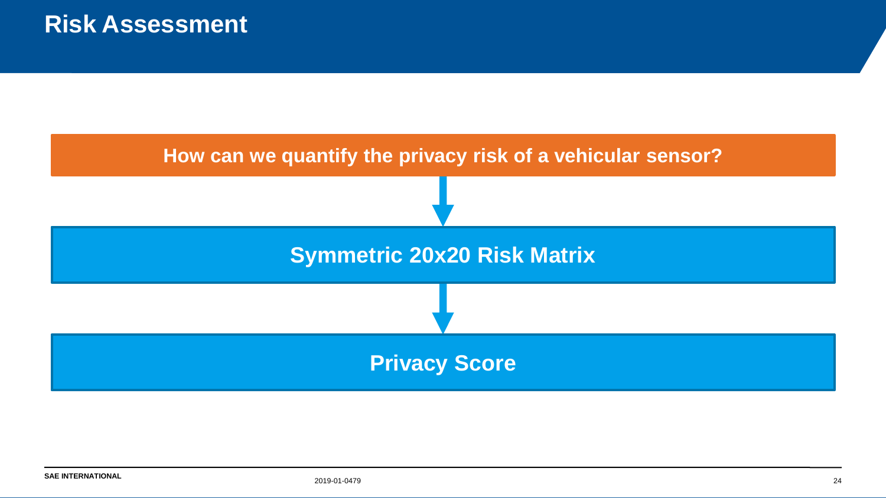# Risk Assessment

**How can we quantify the privacy risk of a vehicular sensor?**

↓

**Symmetric 20x20 Risk Matrix**

↓

**Privacy Score**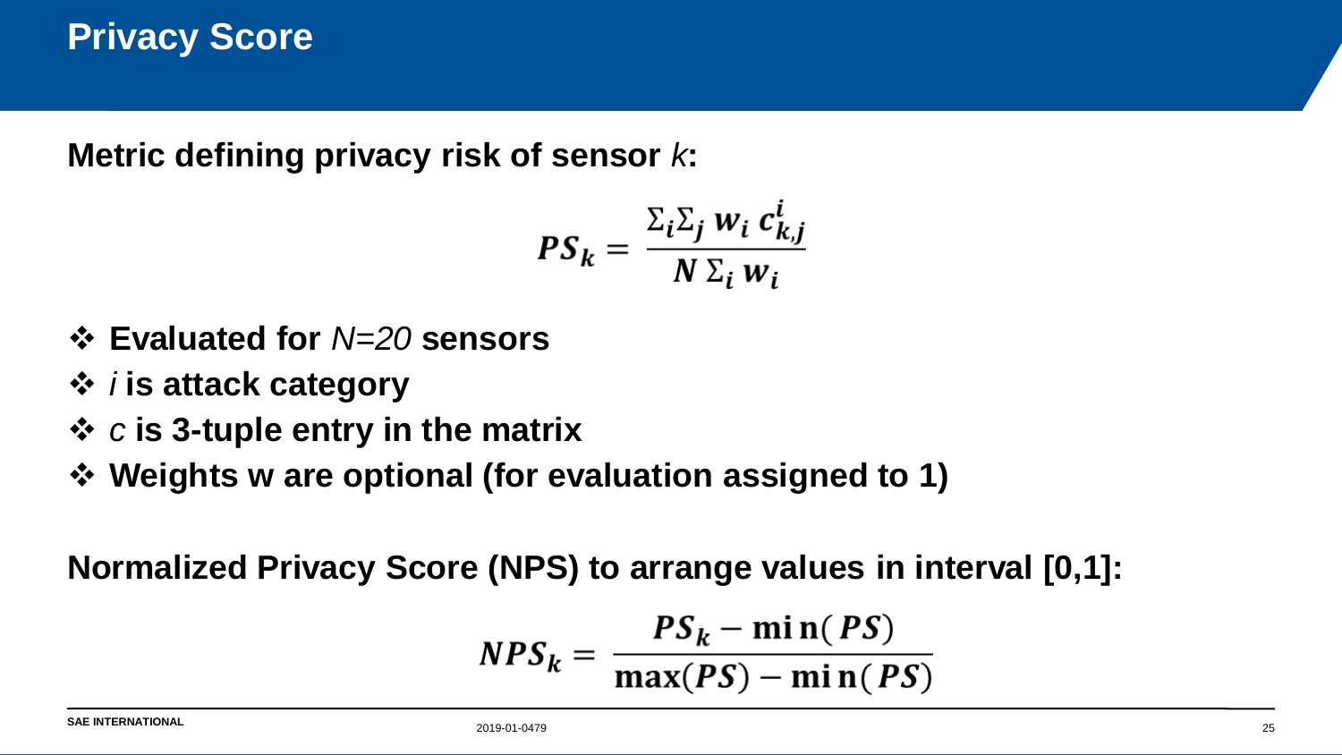# Privacy Score

**Metric defining privacy risk of sensor** ***k*****:**

$$PS_k = \frac{\Sigma_i \Sigma_j \, w_i \, c^i_{k,j}}{N \, \Sigma_i \, w_i}$$

- **Evaluated for** ***N=20*** **sensors**
- *i* **is attack category**
- *c* **is 3-tuple entry in the matrix**
- **Weights w are optional (for evaluation assigned to 1)**

**Normalized Privacy Score (NPS) to arrange values in interval [0,1]:**

$$NPS_k = \frac{PS_k - \min(PS)}{\max(PS) - \min(PS)}$$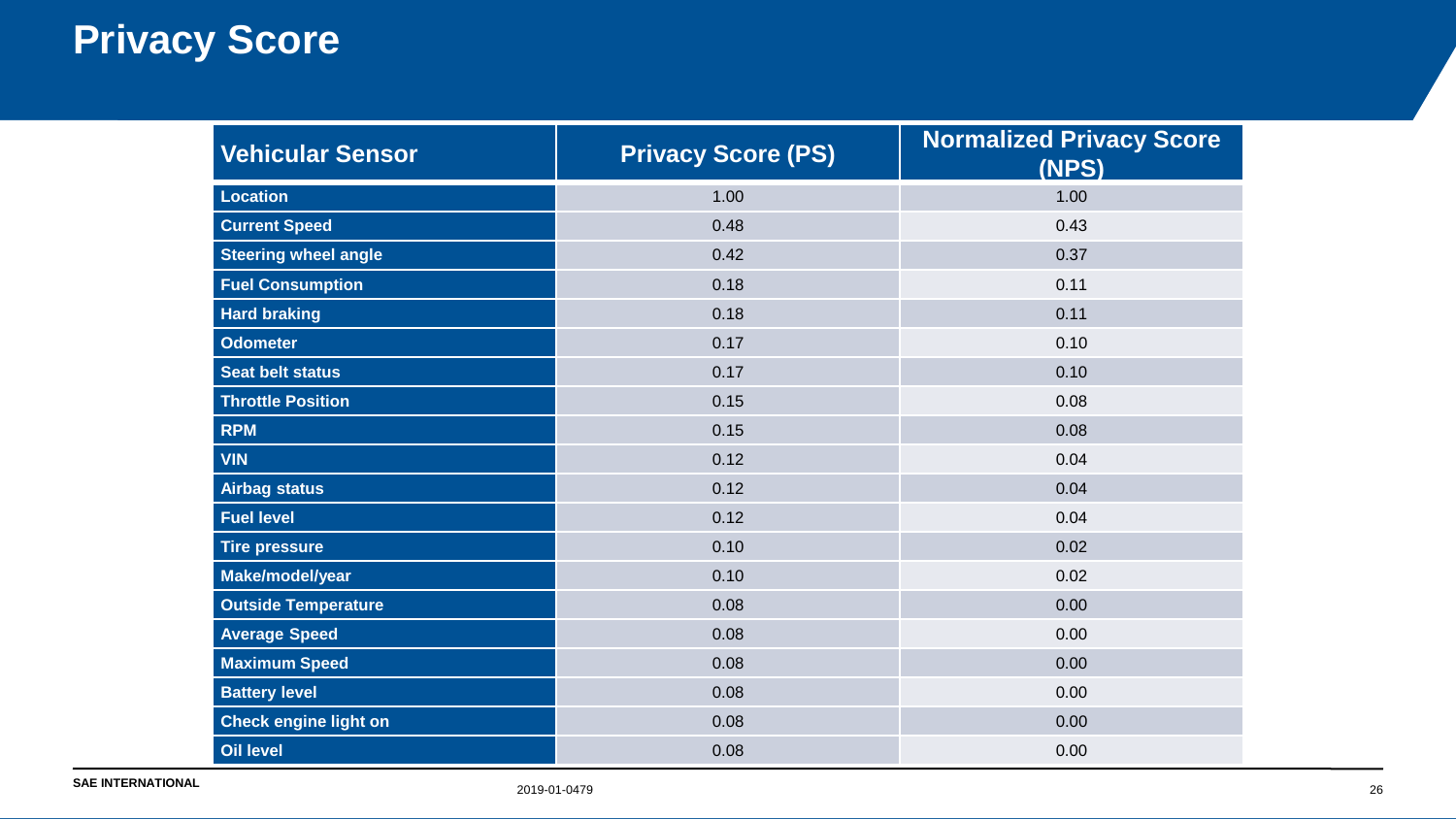# Privacy Score

| Vehicular Sensor | Privacy Score (PS) | Normalized Privacy Score (NPS) |
|---|---|---|
| Location | 1.00 | 1.00 |
| Current Speed | 0.48 | 0.43 |
| Steering wheel angle | 0.42 | 0.37 |
| Fuel Consumption | 0.18 | 0.11 |
| Hard braking | 0.18 | 0.11 |
| Odometer | 0.17 | 0.10 |
| Seat belt status | 0.17 | 0.10 |
| Throttle Position | 0.15 | 0.08 |
| RPM | 0.15 | 0.08 |
| VIN | 0.12 | 0.04 |
| Airbag status | 0.12 | 0.04 |
| Fuel level | 0.12 | 0.04 |
| Tire pressure | 0.10 | 0.02 |
| Make/model/year | 0.10 | 0.02 |
| Outside Temperature | 0.08 | 0.00 |
| Average Speed | 0.08 | 0.00 |
| Maximum Speed | 0.08 | 0.00 |
| Battery level | 0.08 | 0.00 |
| Check engine light on | 0.08 | 0.00 |
| Oil level | 0.08 | 0.00 |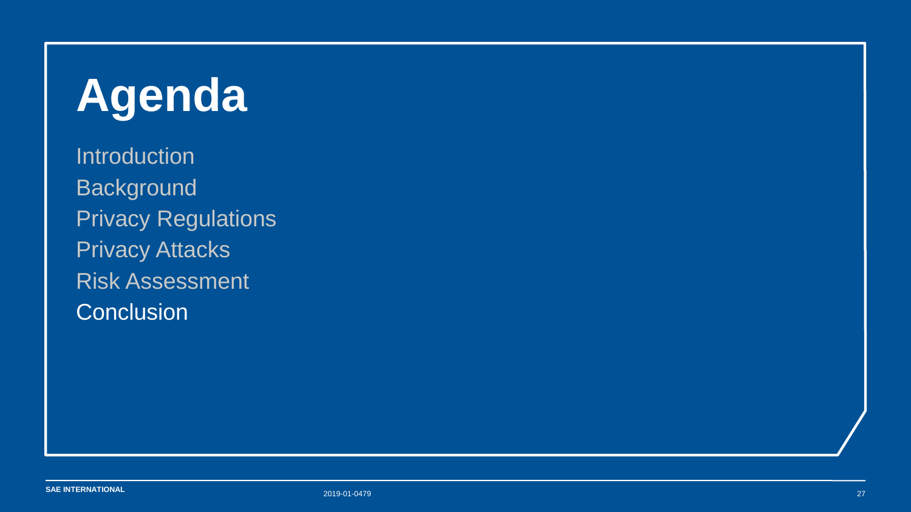# Agenda

Introduction
Background
Privacy Regulations
Privacy Attacks
Risk Assessment
Conclusion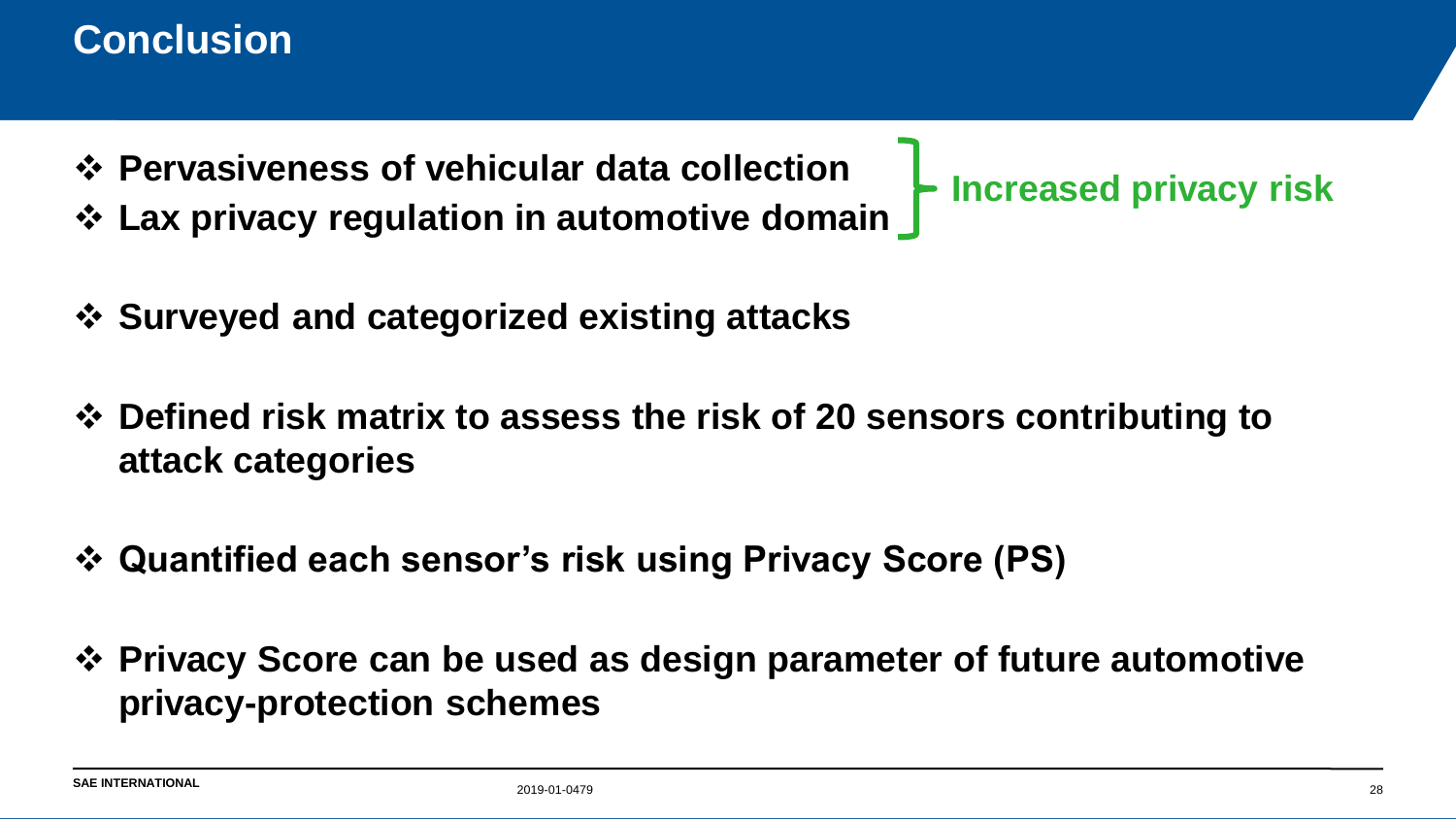# Conclusion

- **Pervasiveness of vehicular data collection**
- **Lax privacy regulation in automotive domain**

  } **Increased privacy risk**

- **Surveyed and categorized existing attacks**

- **Defined risk matrix to assess the risk of 20 sensors contributing to attack categories**

- **Quantified each sensor's risk using Privacy Score (PS)**

- **Privacy Score can be used as design parameter of future automotive privacy-protection schemes**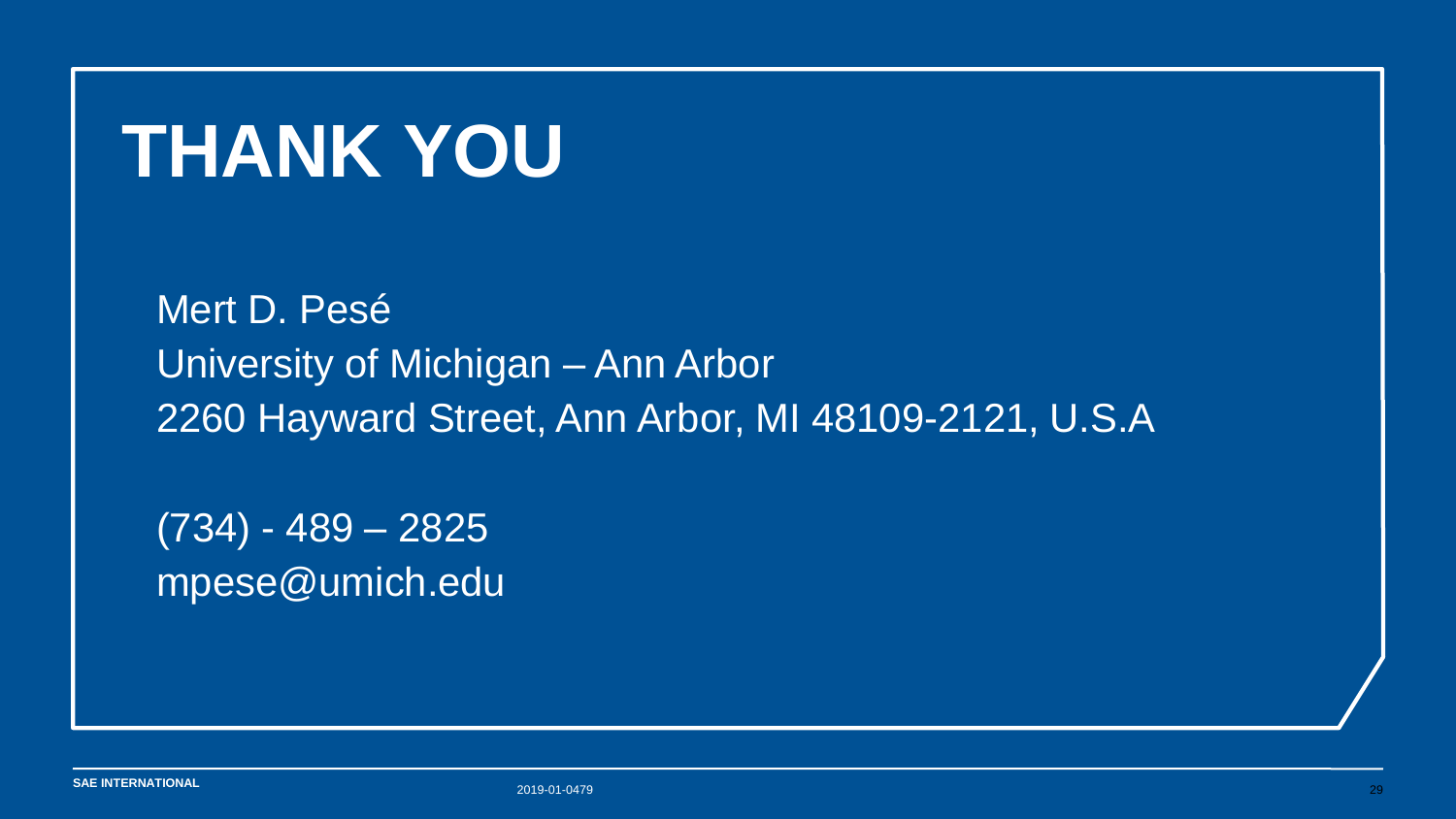# THANK YOU

Mert D. Pesé
University of Michigan – Ann Arbor
2260 Hayward Street, Ann Arbor, MI 48109-2121, U.S.A

(734) - 489 – 2825
mpese@umich.edu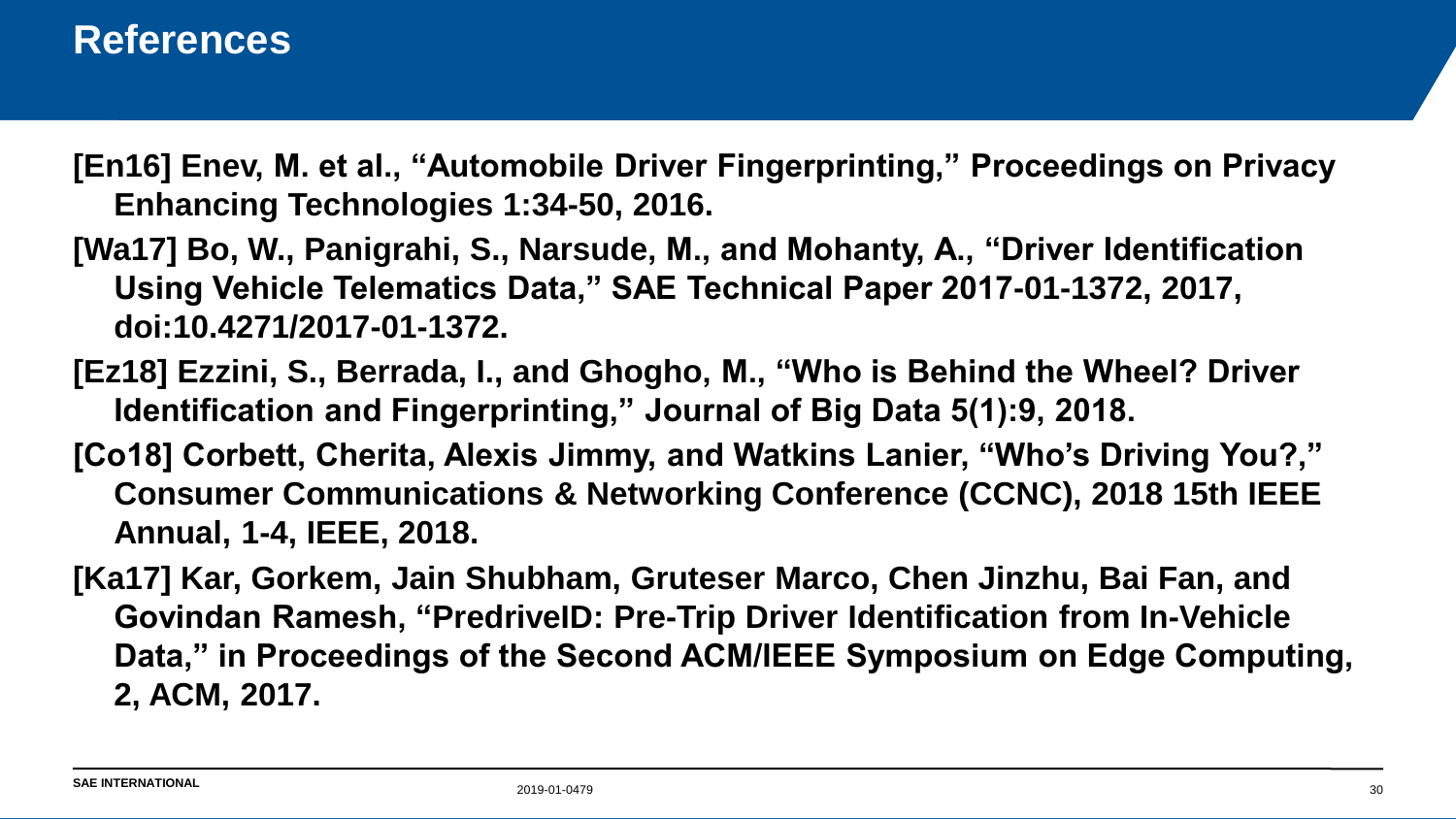# References

[En16] Enev, M. et al., “Automobile Driver Fingerprinting,” Proceedings on Privacy Enhancing Technologies 1:34-50, 2016.

[Wa17] Bo, W., Panigrahi, S., Narsude, M., and Mohanty, A., “Driver Identification Using Vehicle Telematics Data,” SAE Technical Paper 2017-01-1372, 2017, doi:10.4271/2017-01-1372.

[Ez18] Ezzini, S., Berrada, I., and Ghogho, M., “Who is Behind the Wheel? Driver Identification and Fingerprinting,” Journal of Big Data 5(1):9, 2018.

[Co18] Corbett, Cherita, Alexis Jimmy, and Watkins Lanier, “Who’s Driving You?,” Consumer Communications & Networking Conference (CCNC), 2018 15th IEEE Annual, 1-4, IEEE, 2018.

[Ka17] Kar, Gorkem, Jain Shubham, Gruteser Marco, Chen Jinzhu, Bai Fan, and Govindan Ramesh, “PredriveID: Pre-Trip Driver Identification from In-Vehicle Data,” in Proceedings of the Second ACM/IEEE Symposium on Edge Computing, 2, ACM, 2017.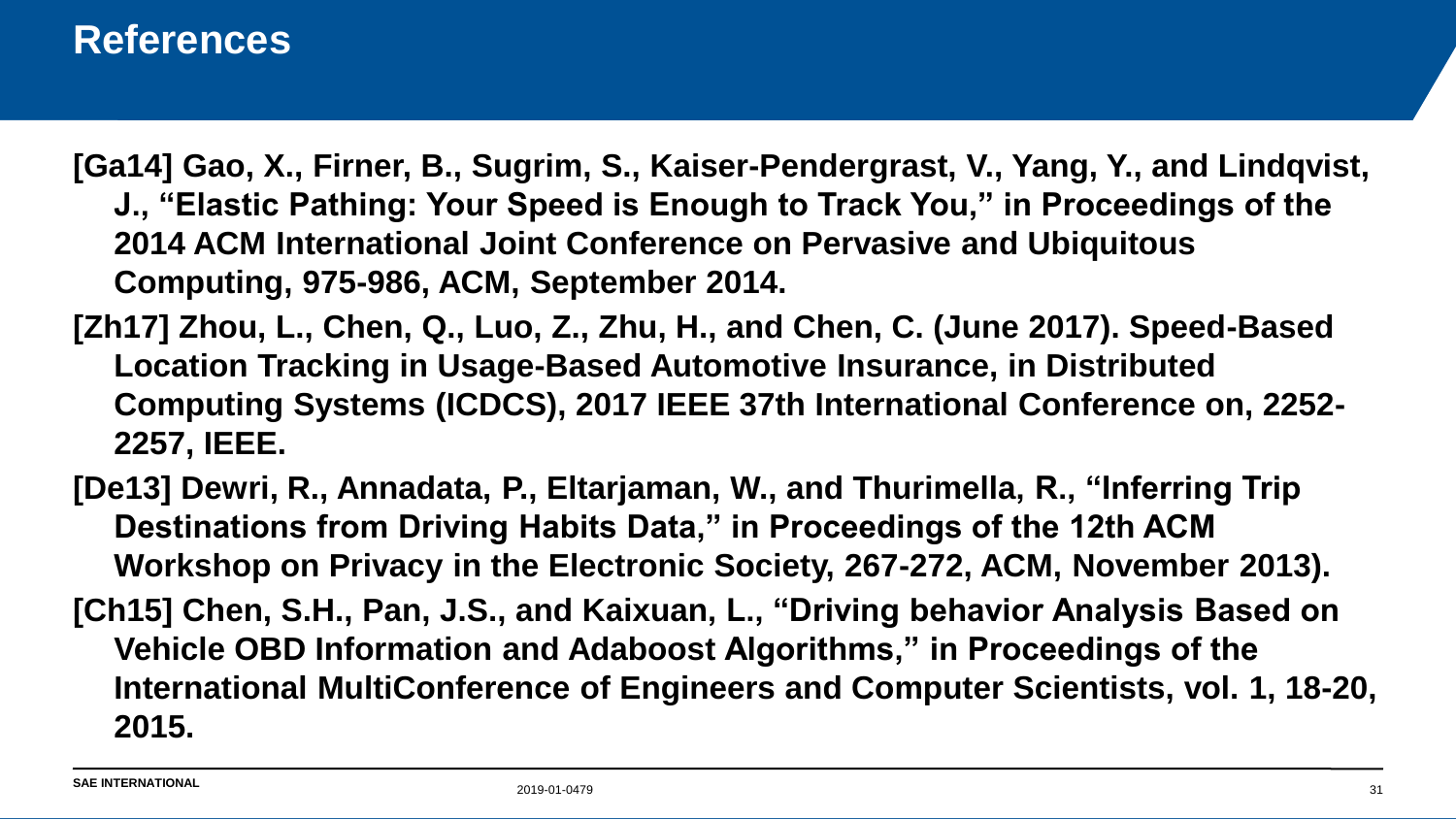# References

[Ga14] Gao, X., Firner, B., Sugrim, S., Kaiser-Pendergrast, V., Yang, Y., and Lindqvist, J., "Elastic Pathing: Your Speed is Enough to Track You," in Proceedings of the 2014 ACM International Joint Conference on Pervasive and Ubiquitous Computing, 975-986, ACM, September 2014.

[Zh17] Zhou, L., Chen, Q., Luo, Z., Zhu, H., and Chen, C. (June 2017). Speed-Based Location Tracking in Usage-Based Automotive Insurance, in Distributed Computing Systems (ICDCS), 2017 IEEE 37th International Conference on, 2252-2257, IEEE.

[De13] Dewri, R., Annadata, P., Eltarjaman, W., and Thurimella, R., "Inferring Trip Destinations from Driving Habits Data," in Proceedings of the 12th ACM Workshop on Privacy in the Electronic Society, 267-272, ACM, November 2013).

[Ch15] Chen, S.H., Pan, J.S., and Kaixuan, L., "Driving behavior Analysis Based on Vehicle OBD Information and Adaboost Algorithms," in Proceedings of the International MultiConference of Engineers and Computer Scientists, vol. 1, 18-20, 2015.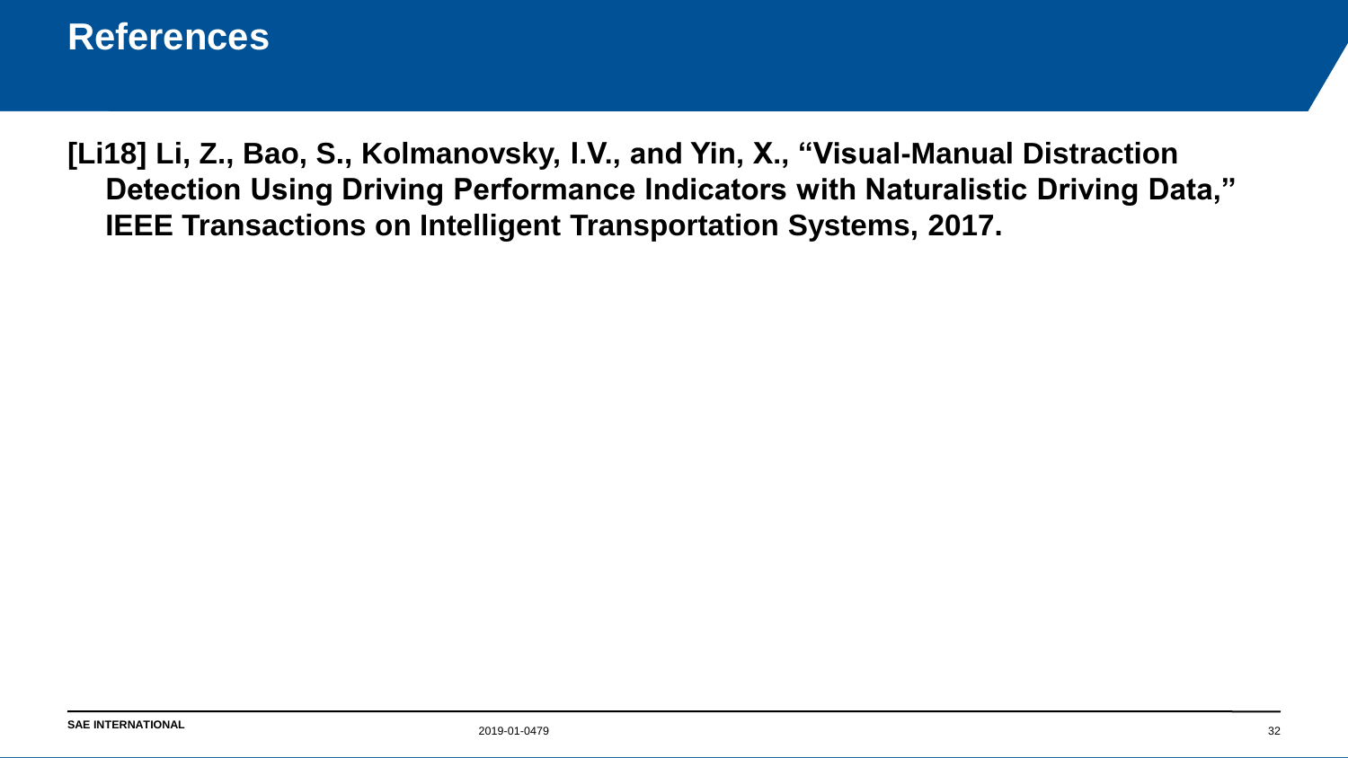# References

**[Li18] Li, Z., Bao, S., Kolmanovsky, I.V., and Yin, X., "Visual-Manual Distraction Detection Using Driving Performance Indicators with Naturalistic Driving Data," IEEE Transactions on Intelligent Transportation Systems, 2017.**